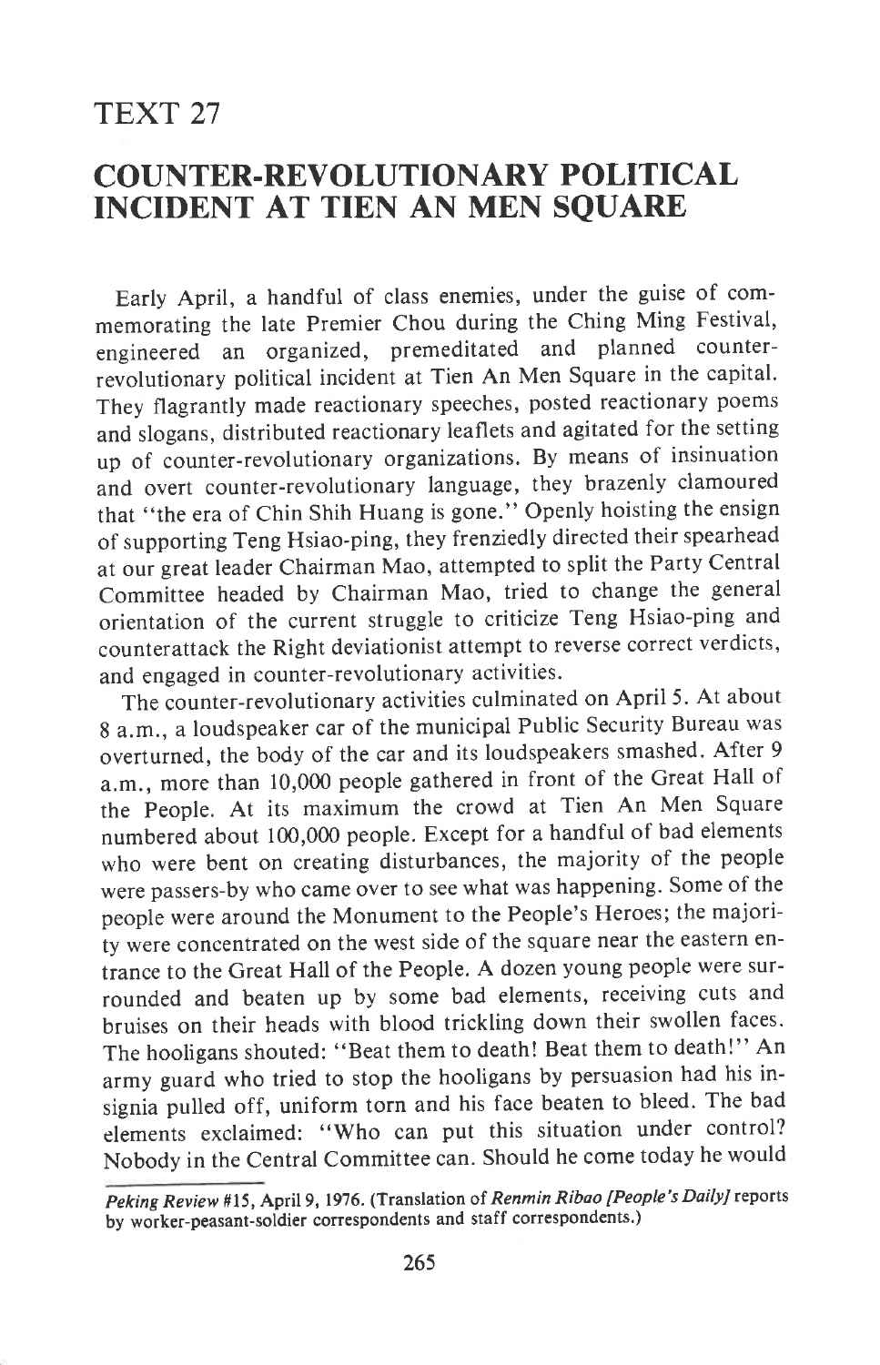# TEXT 27

## COUNTER-REVOLUTIONARY POLITICAL INCIDENT AT TIEN AN MEN SQUARE

Early April, a handful of class enemies, under the guise of commemorating the late Premier Chou during the Ching Ming Festival, engineered an organized, premeditated and planned counter-revolutionary political incident at Tien An Men Square in the capital. They flagrantly made reactionary speeches, posted reactionary poems and slogans, distributed reactionary leaflets and agitated for the setting up of counter-revolutionary organizations. By means of insinuation and overt counter-revolutionary language, they brazenly clamoured that "the era of Chin Shih Huang is gone." Openly hoisting the ensign of supporting Teng Hsiao-ping, they frenziedly directed their spearhead at our great leader Chairman Mao, attempted to split the Party Central Committee headed by Chairman Mao, tried to change the general orientation of the current struggle to criticize Teng Hsiao-ping and counterattack the Right deviationist attempt to reverse correct verdicts, and engaged in counter-revolutionary activities.

The counter-revolutionary activities culminated on April 5. At about 8 a.m., a loudspeaker car of the municipal Public Security Bureau was overturned, the body of the car and its loudspeakers smashed. After 9 a.m., more than 10,000 people gathered in front of the Great Hall of the People. At its maximum the crowd at Tien An Men Square numbered about 100,000 people. Except for a handful of bad elements who were bent on creating disturbances, the majority of the people were passers-by who came over to see what was happening. Some of the people were around the Monument to the People's Heroes; the majority were concentrated on the west side of the square near the eastern entrance to the Great Hall of the People. A dozen young people were surrounded and beaten up by some bad elements, receiving cuts and bruises on their heads with blood trickling down their swollen faces. The hooligans shouted: "Beat them to death! Beat them to death!" An army guard who tried to stop the hooligans by persuasion had his insignia pulled off, uniform torn and his face beaten to bleed. The bad elements exclaimed: "Who can put this situation under control? Nobody in the Central Committee can. Should he come today he would

---

*Peking Review* #15, April 9, 1976. (Translation of *Renmin Ribao [People's Daily]* reports by worker-peasant-soldier correspondents and staff correspondents.)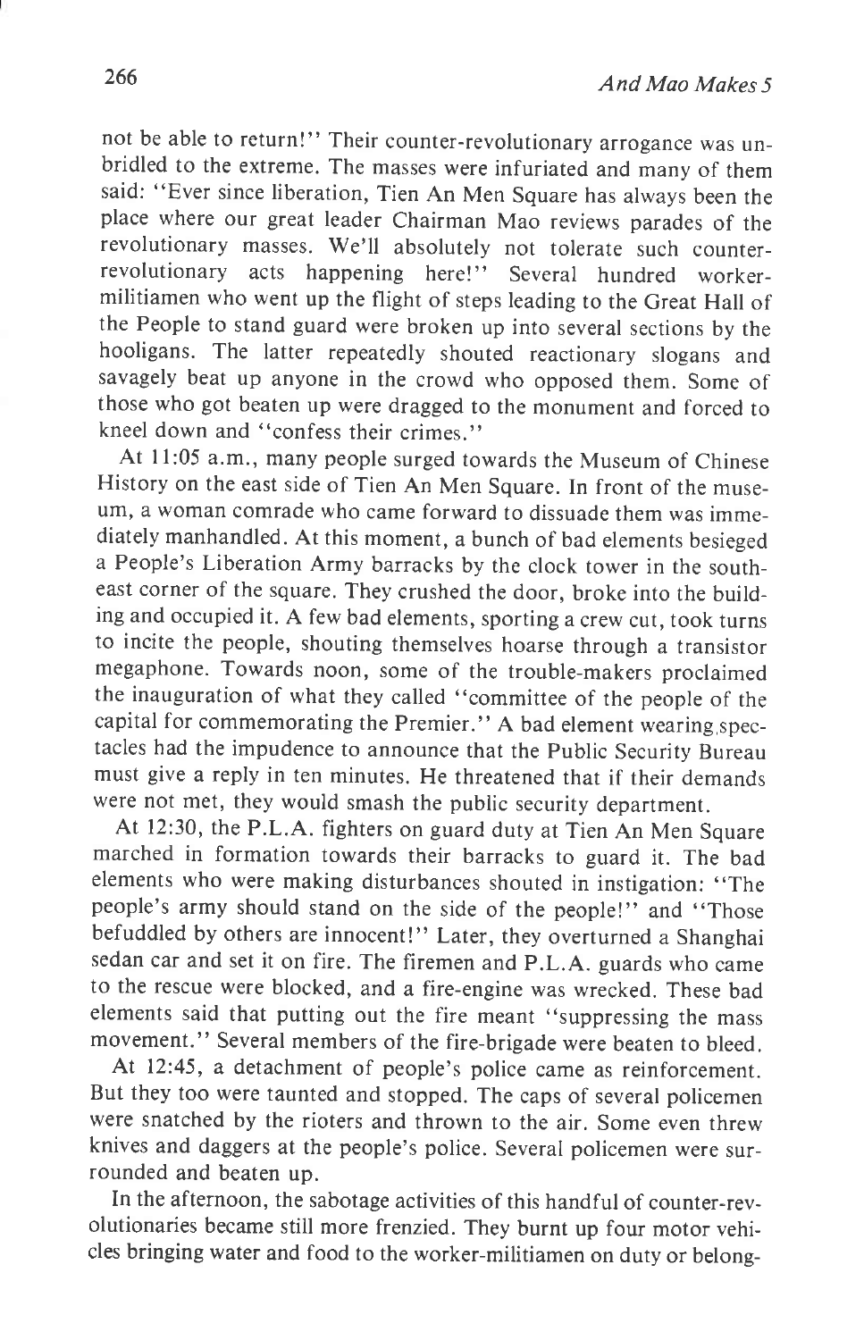not be able to return!" Their counter-revolutionary arrogance was unbridled to the extreme. The masses were infuriated and many of them said: "Ever since liberation, Tien An Men Square has always been the place where our great leader Chairman Mao reviews parades of the revolutionary masses. We'll absolutely not tolerate such counter-revolutionary acts happening here!" Several hundred worker-militiamen who went up the flight of steps leading to the Great Hall of the People to stand guard were broken up into several sections by the hooligans. The latter repeatedly shouted reactionary slogans and savagely beat up anyone in the crowd who opposed them. Some of those who got beaten up were dragged to the monument and forced to kneel down and "confess their crimes."

At 11:05 a.m., many people surged towards the Museum of Chinese History on the east side of Tien An Men Square. In front of the museum, a woman comrade who came forward to dissuade them was immediately manhandled. At this moment, a bunch of bad elements besieged a People's Liberation Army barracks by the clock tower in the southeast corner of the square. They crushed the door, broke into the building and occupied it. A few bad elements, sporting a crew cut, took turns to incite the people, shouting themselves hoarse through a transistor megaphone. Towards noon, some of the trouble-makers proclaimed the inauguration of what they called "committee of the people of the capital for commemorating the Premier." A bad element wearing spectacles had the impudence to announce that the Public Security Bureau must give a reply in ten minutes. He threatened that if their demands were not met, they would smash the public security department.

At 12:30, the P.L.A. fighters on guard duty at Tien An Men Square marched in formation towards their barracks to guard it. The bad elements who were making disturbances shouted in instigation: "The people's army should stand on the side of the people!" and "Those befuddled by others are innocent!" Later, they overturned a Shanghai sedan car and set it on fire. The firemen and P.L.A. guards who came to the rescue were blocked, and a fire-engine was wrecked. These bad elements said that putting out the fire meant "suppressing the mass movement." Several members of the fire-brigade were beaten to bleed.

At 12:45, a detachment of people's police came as reinforcement. But they too were taunted and stopped. The caps of several policemen were snatched by the rioters and thrown to the air. Some even threw knives and daggers at the people's police. Several policemen were surrounded and beaten up.

In the afternoon, the sabotage activities of this handful of counter-revolutionaries became still more frenzied. They burnt up four motor vehicles bringing water and food to the worker-militiamen on duty or belong-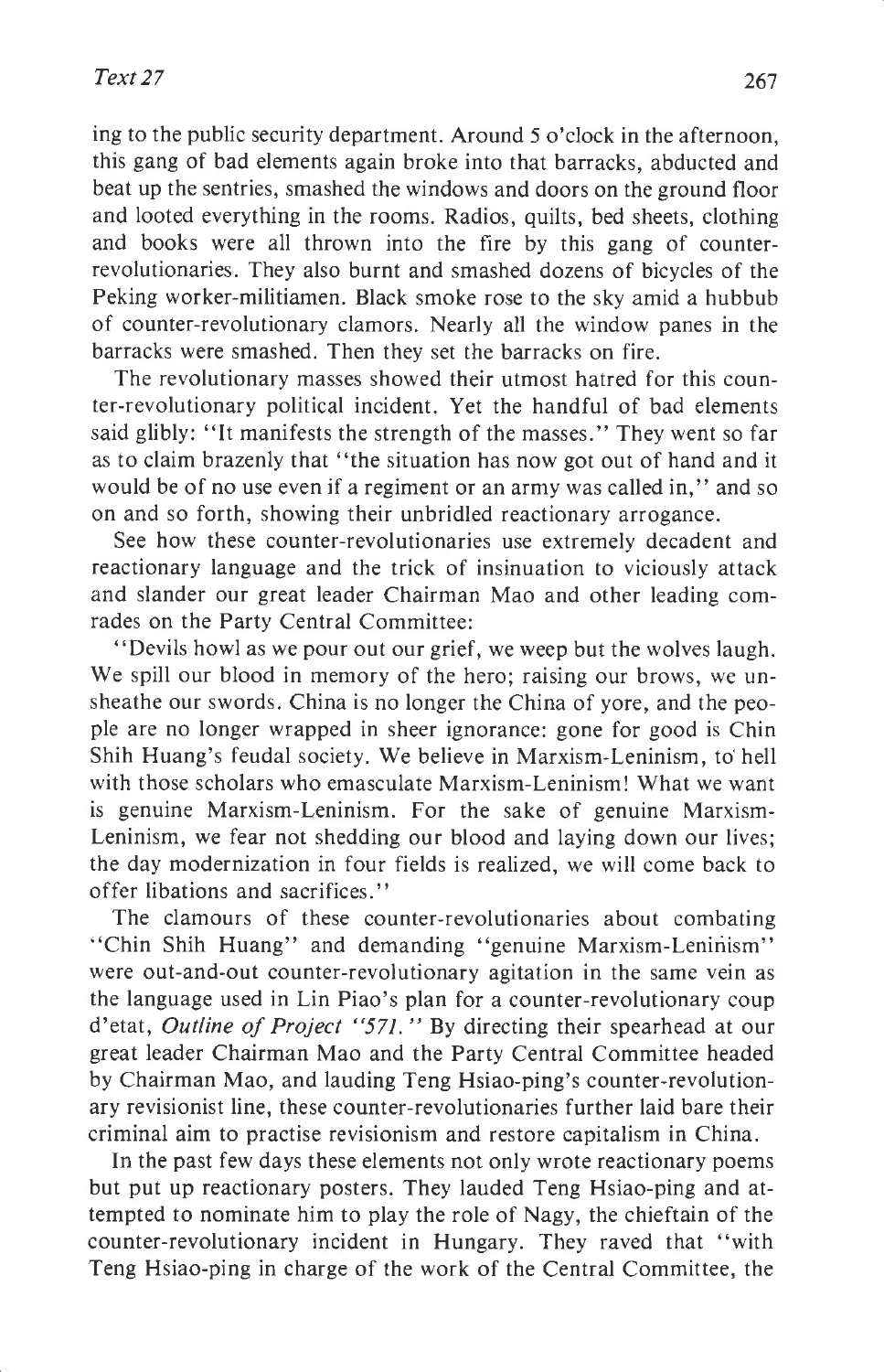ing to the public security department. Around 5 o'clock in the afternoon, this gang of bad elements again broke into that barracks, abducted and beat up the sentries, smashed the windows and doors on the ground floor and looted everything in the rooms. Radios, quilts, bed sheets, clothing and books were all thrown into the fire by this gang of counter-revolutionaries. They also burnt and smashed dozens of bicycles of the Peking worker-militiamen. Black smoke rose to the sky amid a hubbub of counter-revolutionary clamors. Nearly all the window panes in the barracks were smashed. Then they set the barracks on fire.

The revolutionary masses showed their utmost hatred for this counter-revolutionary political incident. Yet the handful of bad elements said glibly: "It manifests the strength of the masses." They went so far as to claim brazenly that "the situation has now got out of hand and it would be of no use even if a regiment or an army was called in," and so on and so forth, showing their unbridled reactionary arrogance.

See how these counter-revolutionaries use extremely decadent and reactionary language and the trick of insinuation to viciously attack and slander our great leader Chairman Mao and other leading comrades on the Party Central Committee:

"Devils howl as we pour out our grief, we weep but the wolves laugh. We spill our blood in memory of the hero; raising our brows, we unsheathe our swords. China is no longer the China of yore, and the people are no longer wrapped in sheer ignorance: gone for good is Chin Shih Huang's feudal society. We believe in Marxism-Leninism, to hell with those scholars who emasculate Marxism-Leninism! What we want is genuine Marxism-Leninism. For the sake of genuine Marxism-Leninism, we fear not shedding our blood and laying down our lives; the day modernization in four fields is realized, we will come back to offer libations and sacrifices."

The clamours of these counter-revolutionaries about combating "Chin Shih Huang" and demanding "genuine Marxism-Leninism" were out-and-out counter-revolutionary agitation in the same vein as the language used in Lin Piao's plan for a counter-revolutionary coup d'etat, *Outline of Project "571."* By directing their spearhead at our great leader Chairman Mao and the Party Central Committee headed by Chairman Mao, and lauding Teng Hsiao-ping's counter-revolutionary revisionist line, these counter-revolutionaries further laid bare their criminal aim to practise revisionism and restore capitalism in China.

In the past few days these elements not only wrote reactionary poems but put up reactionary posters. They lauded Teng Hsiao-ping and attempted to nominate him to play the role of Nagy, the chieftain of the counter-revolutionary incident in Hungary. They raved that "with Teng Hsiao-ping in charge of the work of the Central Committee, the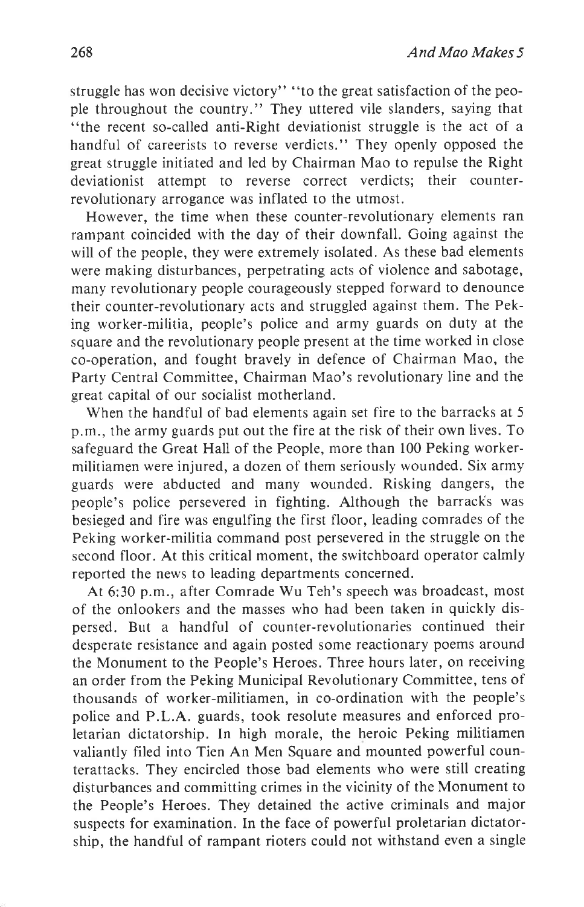struggle has won decisive victory" "to the great satisfaction of the people throughout the country." They uttered vile slanders, saying that "the recent so-called anti-Right deviationist struggle is the act of a handful of careerists to reverse verdicts." They openly opposed the great struggle initiated and led by Chairman Mao to repulse the Right deviationist attempt to reverse correct verdicts; their counter-revolutionary arrogance was inflated to the utmost.

However, the time when these counter-revolutionary elements ran rampant coincided with the day of their downfall. Going against the will of the people, they were extremely isolated. As these bad elements were making disturbances, perpetrating acts of violence and sabotage, many revolutionary people courageously stepped forward to denounce their counter-revolutionary acts and struggled against them. The Peking worker-militia, people's police and army guards on duty at the square and the revolutionary people present at the time worked in close co-operation, and fought bravely in defence of Chairman Mao, the Party Central Committee, Chairman Mao's revolutionary line and the great capital of our socialist motherland.

When the handful of bad elements again set fire to the barracks at 5 p.m., the army guards put out the fire at the risk of their own lives. To safeguard the Great Hall of the People, more than 100 Peking worker-militiamen were injured, a dozen of them seriously wounded. Six army guards were abducted and many wounded. Risking dangers, the people's police persevered in fighting. Although the barracks was besieged and fire was engulfing the first floor, leading comrades of the Peking worker-militia command post persevered in the struggle on the second floor. At this critical moment, the switchboard operator calmly reported the news to leading departments concerned.

At 6:30 p.m., after Comrade Wu Teh's speech was broadcast, most of the onlookers and the masses who had been taken in quickly dispersed. But a handful of counter-revolutionaries continued their desperate resistance and again posted some reactionary poems around the Monument to the People's Heroes. Three hours later, on receiving an order from the Peking Municipal Revolutionary Committee, tens of thousands of worker-militiamen, in co-ordination with the people's police and P.L.A. guards, took resolute measures and enforced proletarian dictatorship. In high morale, the heroic Peking militiamen valiantly filed into Tien An Men Square and mounted powerful counterattacks. They encircled those bad elements who were still creating disturbances and committing crimes in the vicinity of the Monument to the People's Heroes. They detained the active criminals and major suspects for examination. In the face of powerful proletarian dictatorship, the handful of rampant rioters could not withstand even a single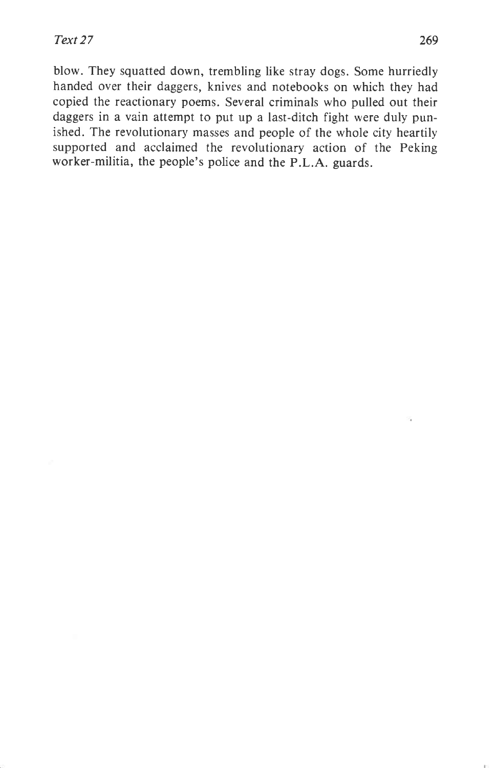blow. They squatted down, trembling like stray dogs. Some hurriedly handed over their daggers, knives and notebooks on which they had copied the reactionary poems. Several criminals who pulled out their daggers in a vain attempt to put up a last-ditch fight were duly punished. The revolutionary masses and people of the whole city heartily supported and acclaimed the revolutionary action of the Peking worker-militia, the people's police and the P.L.A. guards.